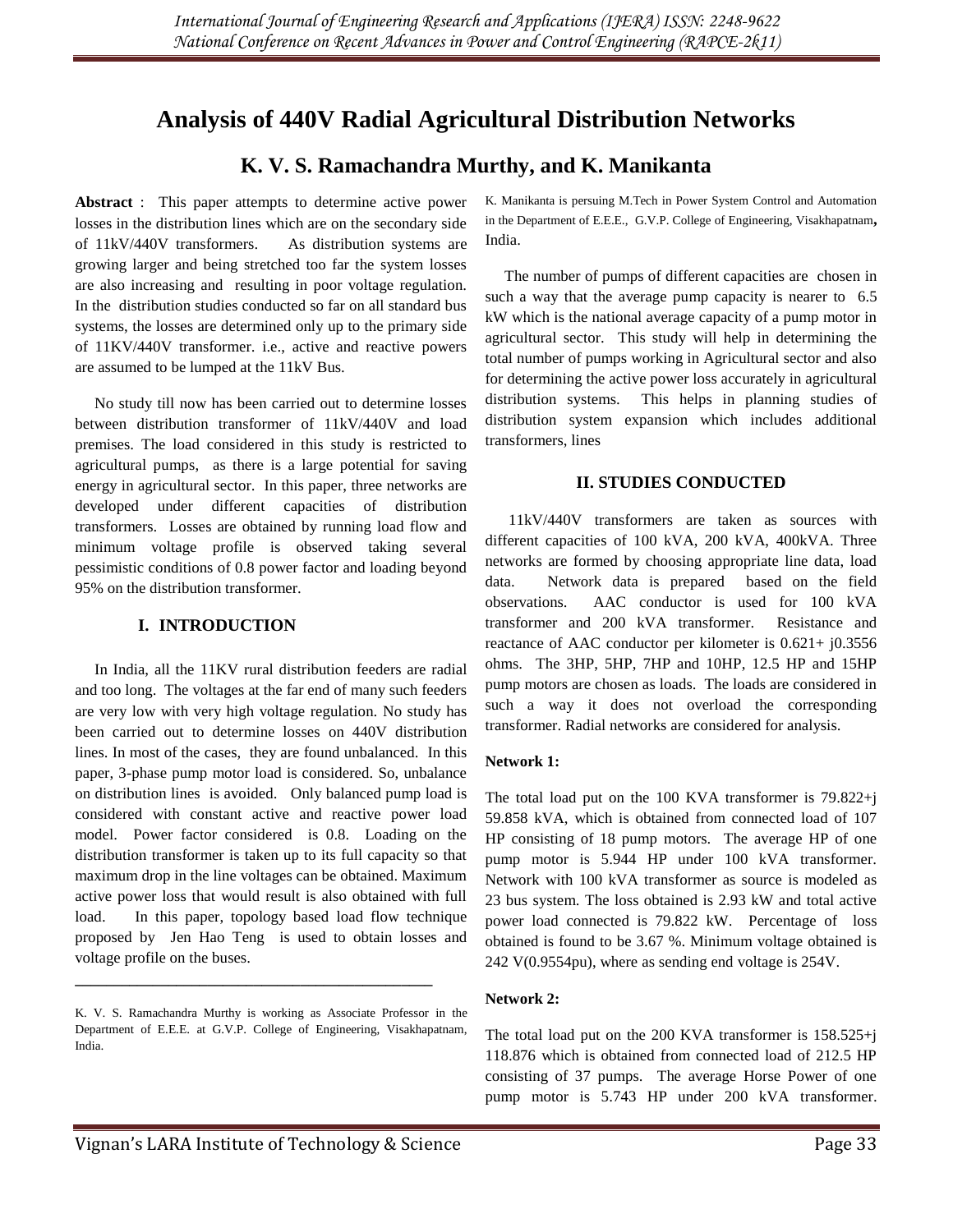# Analysis of 440V Radial Agricultural Distribution Networks

## K. V. S. Ramachandra Murthy, and K. Manikanta

**Abstract** : This paper attempts to determine active power losses in the distribution lines which are on the secondary side of 11kV/440V transformers. As distribution systems are growing larger and being stretched too far the system losses are also increasing and resulting in poor voltage regulation. In the distribution studies conducted so far on all standard bus systems, the losses are determined only up to the primary side of 11KV/440V transformer. i.e., active and reactive powers are assumed to be lumped at the 11kV Bus.

No study till now has been carried out to determine losses between distribution transformer of 11kV/440V and load premises. The load considered in this study is restricted to agricultural pumps, as there is a large potential for saving energy in agricultural sector. In this paper, three networks are developed under different capacities of distribution transformers. Losses are obtained by running load flow and minimum voltage profile is observed taking several pessimistic conditions of 0.8 power factor and loading beyond 95% on the distribution transformer.

### I. INTRODUCTION

In India, all the 11KV rural distribution feeders are radial and too long. The voltages at the far end of many such feeders are very low with very high voltage regulation. No study has been carried out to determine losses on 440V distribution lines. In most of the cases, they are found unbalanced. In this paper, 3-phase pump motor load is considered. So, unbalance on distribution lines is avoided. Only balanced pump load is considered with constant active and reactive power load model. Power factor considered is 0.8. Loading on the distribution transformer is taken up to its full capacity so that maximum drop in the line voltages can be obtained. Maximum active power loss that would result is also obtained with full load. In this paper, topology based load flow technique proposed by Jen Hao Teng is used to obtain losses and voltage profile on the buses.

---

K. V. S. Ramachandra Murthy is working as Associate Professor in the Department of E.E.E. at G.V.P. College of Engineering, Visakhapatnam, India.

K. Manikanta is persuing M.Tech in Power System Control and Automation in the Department of E.E.E., G.V.P. College of Engineering, Visakhapatnam, India.

The number of pumps of different capacities are chosen in such a way that the average pump capacity is nearer to 6.5 kW which is the national average capacity of a pump motor in agricultural sector. This study will help in determining the total number of pumps working in Agricultural sector and also for determining the active power loss accurately in agricultural distribution systems. This helps in planning studies of distribution system expansion which includes additional transformers, lines

### II. STUDIES CONDUCTED

11kV/440V transformers are taken as sources with different capacities of 100 kVA, 200 kVA, 400kVA. Three networks are formed by choosing appropriate line data, load data. Network data is prepared based on the field observations. AAC conductor is used for 100 kVA transformer and 200 kVA transformer. Resistance and reactance of AAC conductor per kilometer is 0.621+ j0.3556 ohms. The 3HP, 5HP, 7HP and 10HP, 12.5 HP and 15HP pump motors are chosen as loads. The loads are considered in such a way it does not overload the corresponding transformer. Radial networks are considered for analysis.

**Network 1:**

The total load put on the 100 KVA transformer is 79.822+j 59.858 kVA, which is obtained from connected load of 107 HP consisting of 18 pump motors. The average HP of one pump motor is 5.944 HP under 100 kVA transformer. Network with 100 kVA transformer as source is modeled as 23 bus system. The loss obtained is 2.93 kW and total active power load connected is 79.822 kW. Percentage of loss obtained is found to be 3.67 %. Minimum voltage obtained is 242 V(0.9554pu), where as sending end voltage is 254V.

**Network 2:**

The total load put on the 200 KVA transformer is 158.525+j 118.876 which is obtained from connected load of 212.5 HP consisting of 37 pumps. The average Horse Power of one pump motor is 5.743 HP under 200 kVA transformer.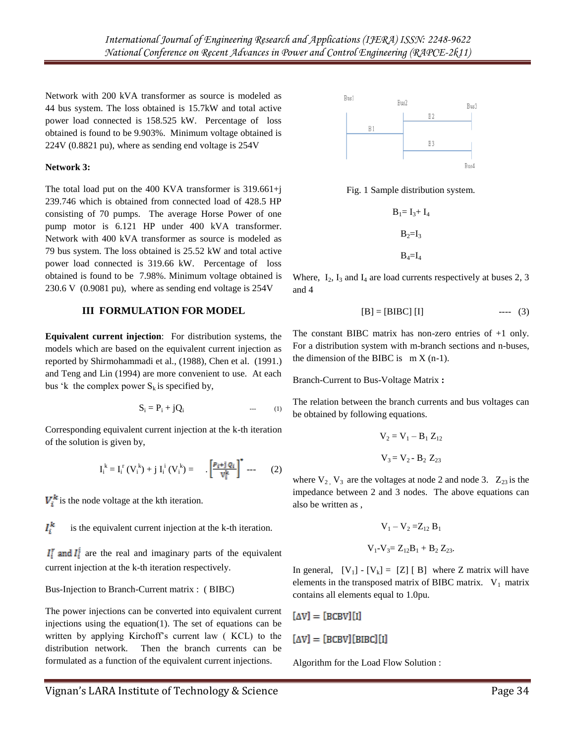Network with 200 kVA transformer as source is modeled as 44 bus system. The loss obtained is 15.7kW and total active power load connected is 158.525 kW. Percentage of loss obtained is found to be 9.903%. Minimum voltage obtained is 224V (0.8821 pu), where as sending end voltage is 254V

**Network 3:**

The total load put on the 400 KVA transformer is 319.661+j 239.746 which is obtained from connected load of 428.5 HP consisting of 70 pumps. The average Horse Power of one pump motor is 6.121 HP under 400 kVA transformer. Network with 400 kVA transformer as source is modeled as 79 bus system. The loss obtained is 25.52 kW and total active power load connected is 319.66 kW. Percentage of loss obtained is found to be 7.98%. Minimum voltage obtained is 230.6 V (0.9081 pu), where as sending end voltage is 254V

## III FORMULATION FOR MODEL

**Equivalent current injection**: For distribution systems, the models which are based on the equivalent current injection as reported by Shirmohammadi et al., (1988), Chen et al. (1991.) and Teng and Lin (1994) are more convenient to use. At each bus 'k the complex power $S_k$ is specified by,

$$S_i = P_i + jQ_i \qquad --- \quad (1)$$

Corresponding equivalent current injection at the k-th iteration of the solution is given by,

$$I_i^k = I_i^r(V_i^k) + j\, I_i^i(V_i^k) = \left[\frac{P_i + jQ_i}{V_i^k}\right]^* \quad --- \quad (2)$$

$V_i^k$ is the node voltage at the kth iteration.

$I_i^k$ is the equivalent current injection at the k-th iteration.

$I_i^r$ and $I_i^i$ are the real and imaginary parts of the equivalent current injection at the k-th iteration respectively.

Bus-Injection to Branch-Current matrix : ( BIBC)

The power injections can be converted into equivalent current injections using the equation(1). The set of equations can be written by applying Kirchoff's current law ( KCL) to the distribution network. Then the branch currents can be formulated as a function of the equivalent current injections.

Fig. 1 Sample distribution system.

$$B_1 = I_3 + I_4$$

$$B_2 = I_3$$

$$B_4 = I_4$$

Where, $I_2$, $I_3$ and $I_4$ are load currents respectively at buses 2, 3 and 4

$$[B] = [BIBC]\,[I] \qquad ---- \quad (3)$$

The constant BIBC matrix has non-zero entries of +1 only. For a distribution system with m-branch sections and n-buses, the dimension of the BIBC is m X (n-1).

Branch-Current to Bus-Voltage Matrix **:**

The relation between the branch currents and bus voltages can be obtained by following equations.

$$V_2 = V_1 - B_1 Z_{12}$$

$$V_3 = V_2 - B_2 Z_{23}$$

where $V_2$, $V_3$ are the voltages at node 2 and node 3. $Z_{23}$ is the impedance between 2 and 3 nodes. The above equations can also be written as ,

$$V_1 - V_2 = Z_{12} B_1$$

$$V_1 - V_3 = Z_{12} B_1 + B_2 Z_{23}.$$

In general, $[V_1] - [V_k] = [Z]\,[B]$ where Z matrix will have elements in the transposed matrix of BIBC matrix. $V_1$ matrix contains all elements equal to 1.0pu.

$$[\Delta V] = [BCBV][I]$$

$$[\Delta V] = [BCBV][BIBC][I]$$

Algorithm for the Load Flow Solution :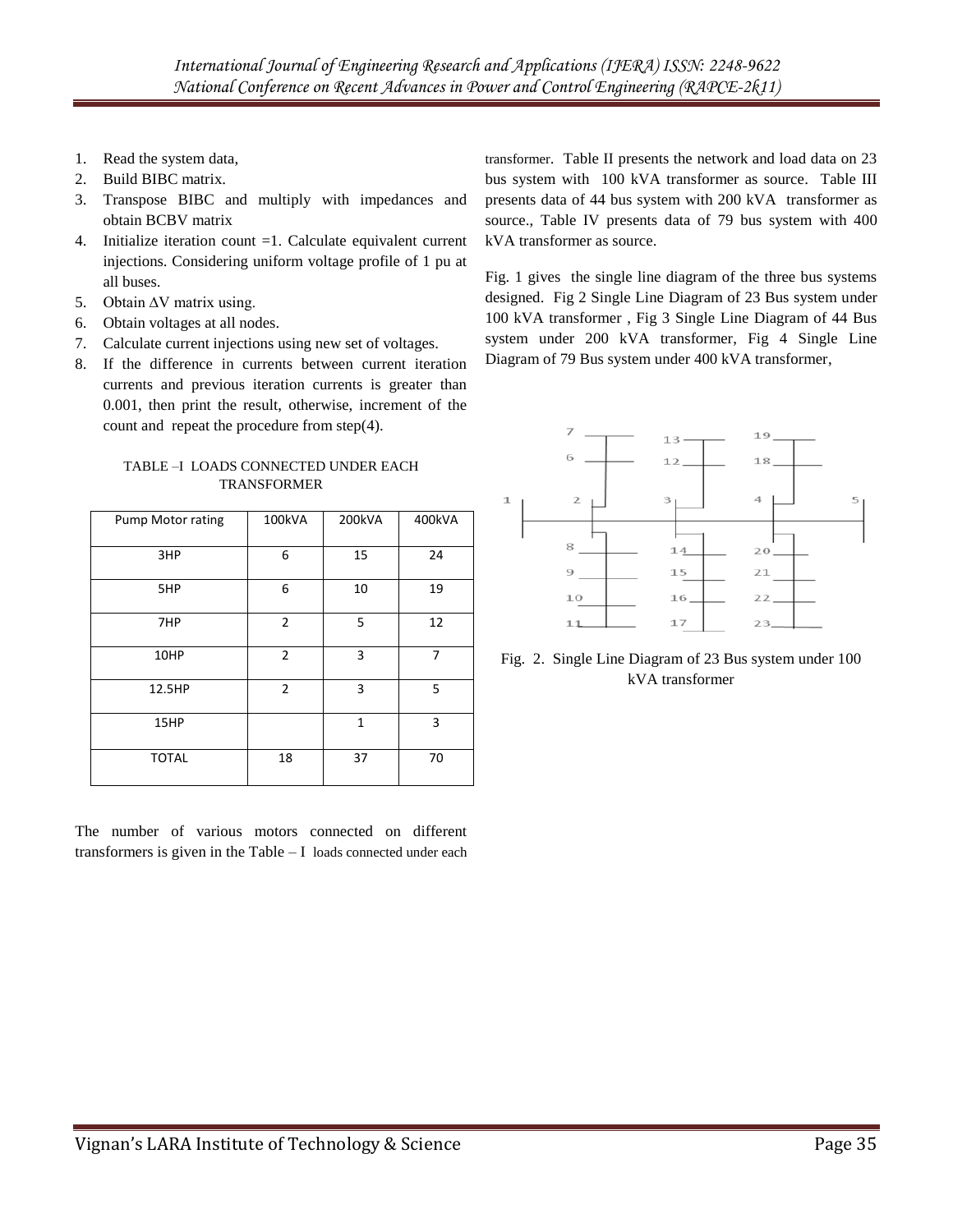1. Read the system data,
2. Build BIBC matrix.
3. Transpose BIBC and multiply with impedances and obtain BCBV matrix
4. Initialize iteration count =1. Calculate equivalent current injections. Considering uniform voltage profile of 1 pu at all buses.
5. Obtain ΔV matrix using.
6. Obtain voltages at all nodes.
7. Calculate current injections using new set of voltages.
8. If the difference in currents between current iteration currents and previous iteration currents is greater than 0.001, then print the result, otherwise, increment of the count and repeat the procedure from step(4).

TABLE –I LOADS CONNECTED UNDER EACH TRANSFORMER

| Pump Motor rating | 100kVA | 200kVA | 400kVA |
|---|---|---|---|
| 3HP | 6 | 15 | 24 |
| 5HP | 6 | 10 | 19 |
| 7HP | 2 | 5 | 12 |
| 10HP | 2 | 3 | 7 |
| 12.5HP | 2 | 3 | 5 |
| 15HP | | 1 | 3 |
| TOTAL | 18 | 37 | 70 |

The number of various motors connected on different transformers is given in the Table – I loads connected under each transformer. Table II presents the network and load data on 23 bus system with 100 kVA transformer as source. Table III presents data of 44 bus system with 200 kVA transformer as source., Table IV presents data of 79 bus system with 400 kVA transformer as source.

Fig. 1 gives the single line diagram of the three bus systems designed. Fig 2 Single Line Diagram of 23 Bus system under 100 kVA transformer , Fig 3 Single Line Diagram of 44 Bus system under 200 kVA transformer, Fig 4 Single Line Diagram of 79 Bus system under 400 kVA transformer,

Fig. 2. Single Line Diagram of 23 Bus system under 100 kVA transformer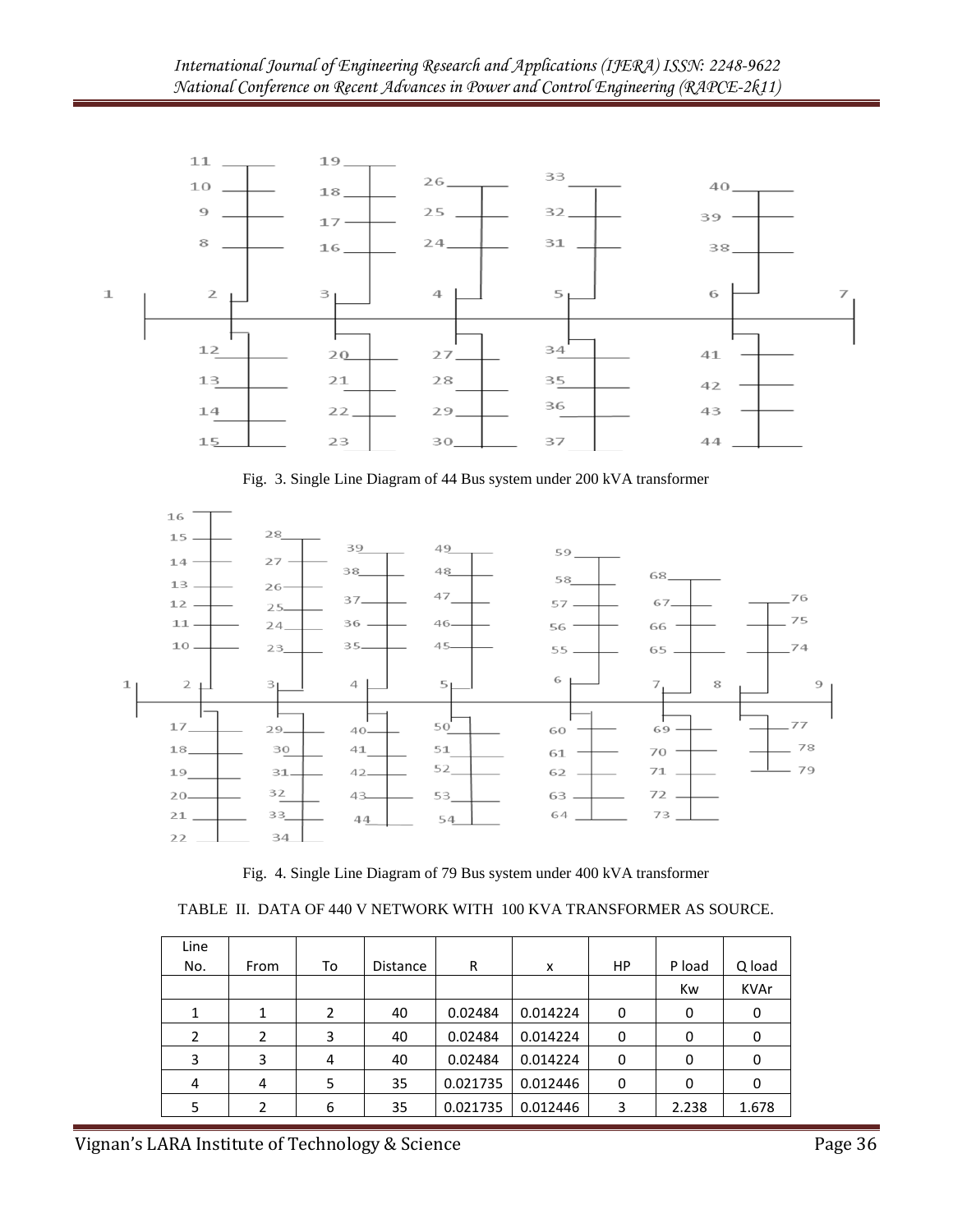Fig. 3. Single Line Diagram of 44 Bus system under 200 kVA transformer

Fig. 4. Single Line Diagram of 79 Bus system under 400 kVA transformer

TABLE II. DATA OF 440 V NETWORK WITH 100 KVA TRANSFORMER AS SOURCE.

| Line No. | From | To | Distance | R | x | HP | P load | Q load |
|---|---|---|---|---|---|---|---|---|
| | | | | | | | Kw | KVAr |
| 1 | 1 | 2 | 40 | 0.02484 | 0.014224 | 0 | 0 | 0 |
| 2 | 2 | 3 | 40 | 0.02484 | 0.014224 | 0 | 0 | 0 |
| 3 | 3 | 4 | 40 | 0.02484 | 0.014224 | 0 | 0 | 0 |
| 4 | 4 | 5 | 35 | 0.021735 | 0.012446 | 0 | 0 | 0 |
| 5 | 2 | 6 | 35 | 0.021735 | 0.012446 | 3 | 2.238 | 1.678 |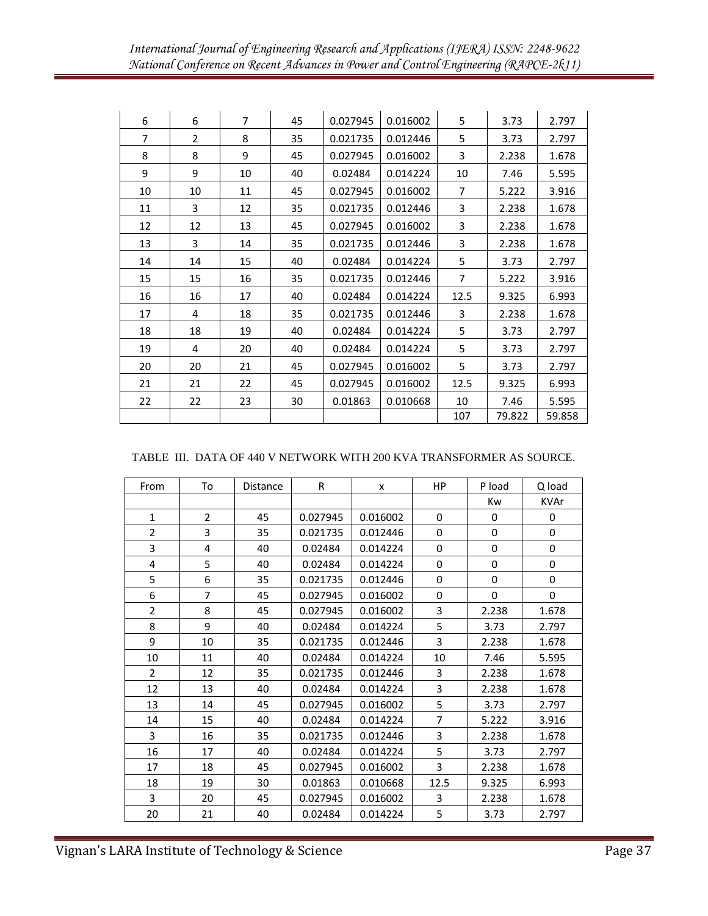| | | | | | | | | |
|---|---|---|---|---|---|---|---|---|
| 6 | 6 | 7 | 45 | 0.027945 | 0.016002 | 5 | 3.73 | 2.797 |
| 7 | 2 | 8 | 35 | 0.021735 | 0.012446 | 5 | 3.73 | 2.797 |
| 8 | 8 | 9 | 45 | 0.027945 | 0.016002 | 3 | 2.238 | 1.678 |
| 9 | 9 | 10 | 40 | 0.02484 | 0.014224 | 10 | 7.46 | 5.595 |
| 10 | 10 | 11 | 45 | 0.027945 | 0.016002 | 7 | 5.222 | 3.916 |
| 11 | 3 | 12 | 35 | 0.021735 | 0.012446 | 3 | 2.238 | 1.678 |
| 12 | 12 | 13 | 45 | 0.027945 | 0.016002 | 3 | 2.238 | 1.678 |
| 13 | 3 | 14 | 35 | 0.021735 | 0.012446 | 3 | 2.238 | 1.678 |
| 14 | 14 | 15 | 40 | 0.02484 | 0.014224 | 5 | 3.73 | 2.797 |
| 15 | 15 | 16 | 35 | 0.021735 | 0.012446 | 7 | 5.222 | 3.916 |
| 16 | 16 | 17 | 40 | 0.02484 | 0.014224 | 12.5 | 9.325 | 6.993 |
| 17 | 4 | 18 | 35 | 0.021735 | 0.012446 | 3 | 2.238 | 1.678 |
| 18 | 18 | 19 | 40 | 0.02484 | 0.014224 | 5 | 3.73 | 2.797 |
| 19 | 4 | 20 | 40 | 0.02484 | 0.014224 | 5 | 3.73 | 2.797 |
| 20 | 20 | 21 | 45 | 0.027945 | 0.016002 | 5 | 3.73 | 2.797 |
| 21 | 21 | 22 | 45 | 0.027945 | 0.016002 | 12.5 | 9.325 | 6.993 |
| 22 | 22 | 23 | 30 | 0.01863 | 0.010668 | 10 | 7.46 | 5.595 |
| | | | | | | 107 | 79.822 | 59.858 |

TABLE III. DATA OF 440 V NETWORK WITH 200 KVA TRANSFORMER AS SOURCE.

| From | To | Distance | R | x | HP | P load | Q load |
|---|---|---|---|---|---|---|---|
| | | | | | | Kw | KVAr |
| 1 | 2 | 45 | 0.027945 | 0.016002 | 0 | 0 | 0 |
| 2 | 3 | 35 | 0.021735 | 0.012446 | 0 | 0 | 0 |
| 3 | 4 | 40 | 0.02484 | 0.014224 | 0 | 0 | 0 |
| 4 | 5 | 40 | 0.02484 | 0.014224 | 0 | 0 | 0 |
| 5 | 6 | 35 | 0.021735 | 0.012446 | 0 | 0 | 0 |
| 6 | 7 | 45 | 0.027945 | 0.016002 | 0 | 0 | 0 |
| 2 | 8 | 45 | 0.027945 | 0.016002 | 3 | 2.238 | 1.678 |
| 8 | 9 | 40 | 0.02484 | 0.014224 | 5 | 3.73 | 2.797 |
| 9 | 10 | 35 | 0.021735 | 0.012446 | 3 | 2.238 | 1.678 |
| 10 | 11 | 40 | 0.02484 | 0.014224 | 10 | 7.46 | 5.595 |
| 2 | 12 | 35 | 0.021735 | 0.012446 | 3 | 2.238 | 1.678 |
| 12 | 13 | 40 | 0.02484 | 0.014224 | 3 | 2.238 | 1.678 |
| 13 | 14 | 45 | 0.027945 | 0.016002 | 5 | 3.73 | 2.797 |
| 14 | 15 | 40 | 0.02484 | 0.014224 | 7 | 5.222 | 3.916 |
| 3 | 16 | 35 | 0.021735 | 0.012446 | 3 | 2.238 | 1.678 |
| 16 | 17 | 40 | 0.02484 | 0.014224 | 5 | 3.73 | 2.797 |
| 17 | 18 | 45 | 0.027945 | 0.016002 | 3 | 2.238 | 1.678 |
| 18 | 19 | 30 | 0.01863 | 0.010668 | 12.5 | 9.325 | 6.993 |
| 3 | 20 | 45 | 0.027945 | 0.016002 | 3 | 2.238 | 1.678 |
| 20 | 21 | 40 | 0.02484 | 0.014224 | 5 | 3.73 | 2.797 |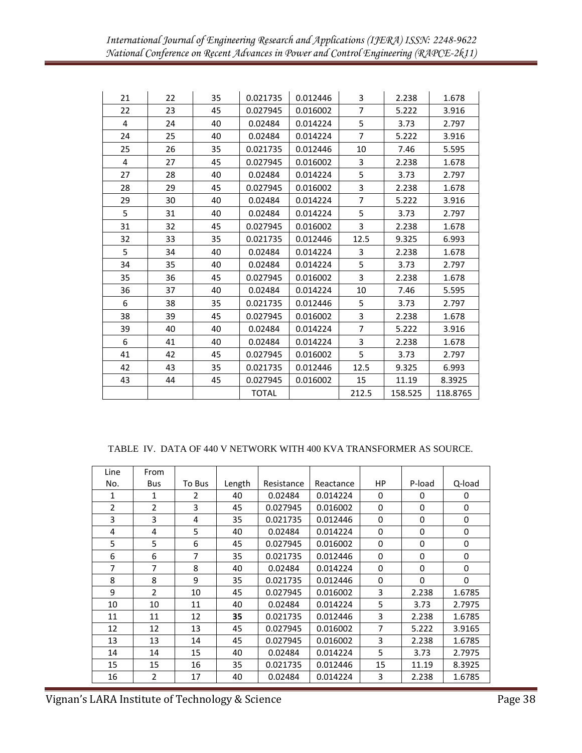| 21 | 22 | 35 | 0.021735 | 0.012446 | 3 | 2.238 | 1.678 |
|---|---|---|---|---|---|---|---|
| 22 | 23 | 45 | 0.027945 | 0.016002 | 7 | 5.222 | 3.916 |
| 4 | 24 | 40 | 0.02484 | 0.014224 | 5 | 3.73 | 2.797 |
| 24 | 25 | 40 | 0.02484 | 0.014224 | 7 | 5.222 | 3.916 |
| 25 | 26 | 35 | 0.021735 | 0.012446 | 10 | 7.46 | 5.595 |
| 4 | 27 | 45 | 0.027945 | 0.016002 | 3 | 2.238 | 1.678 |
| 27 | 28 | 40 | 0.02484 | 0.014224 | 5 | 3.73 | 2.797 |
| 28 | 29 | 45 | 0.027945 | 0.016002 | 3 | 2.238 | 1.678 |
| 29 | 30 | 40 | 0.02484 | 0.014224 | 7 | 5.222 | 3.916 |
| 5 | 31 | 40 | 0.02484 | 0.014224 | 5 | 3.73 | 2.797 |
| 31 | 32 | 45 | 0.027945 | 0.016002 | 3 | 2.238 | 1.678 |
| 32 | 33 | 35 | 0.021735 | 0.012446 | 12.5 | 9.325 | 6.993 |
| 5 | 34 | 40 | 0.02484 | 0.014224 | 3 | 2.238 | 1.678 |
| 34 | 35 | 40 | 0.02484 | 0.014224 | 5 | 3.73 | 2.797 |
| 35 | 36 | 45 | 0.027945 | 0.016002 | 3 | 2.238 | 1.678 |
| 36 | 37 | 40 | 0.02484 | 0.014224 | 10 | 7.46 | 5.595 |
| 6 | 38 | 35 | 0.021735 | 0.012446 | 5 | 3.73 | 2.797 |
| 38 | 39 | 45 | 0.027945 | 0.016002 | 3 | 2.238 | 1.678 |
| 39 | 40 | 40 | 0.02484 | 0.014224 | 7 | 5.222 | 3.916 |
| 6 | 41 | 40 | 0.02484 | 0.014224 | 3 | 2.238 | 1.678 |
| 41 | 42 | 45 | 0.027945 | 0.016002 | 5 | 3.73 | 2.797 |
| 42 | 43 | 35 | 0.021735 | 0.012446 | 12.5 | 9.325 | 6.993 |
| 43 | 44 | 45 | 0.027945 | 0.016002 | 15 | 11.19 | 8.3925 |
| | | | TOTAL | | 212.5 | 158.525 | 118.8765 |

TABLE IV. DATA OF 440 V NETWORK WITH 400 KVA TRANSFORMER AS SOURCE.

| Line No. | From Bus | To Bus | Length | Resistance | Reactance | HP | P-load | Q-load |
|---|---|---|---|---|---|---|---|---|
| 1 | 1 | 2 | 40 | 0.02484 | 0.014224 | 0 | 0 | 0 |
| 2 | 2 | 3 | 45 | 0.027945 | 0.016002 | 0 | 0 | 0 |
| 3 | 3 | 4 | 35 | 0.021735 | 0.012446 | 0 | 0 | 0 |
| 4 | 4 | 5 | 40 | 0.02484 | 0.014224 | 0 | 0 | 0 |
| 5 | 5 | 6 | 45 | 0.027945 | 0.016002 | 0 | 0 | 0 |
| 6 | 6 | 7 | 35 | 0.021735 | 0.012446 | 0 | 0 | 0 |
| 7 | 7 | 8 | 40 | 0.02484 | 0.014224 | 0 | 0 | 0 |
| 8 | 8 | 9 | 35 | 0.021735 | 0.012446 | 0 | 0 | 0 |
| 9 | 2 | 10 | 45 | 0.027945 | 0.016002 | 3 | 2.238 | 1.6785 |
| 10 | 10 | 11 | 40 | 0.02484 | 0.014224 | 5 | 3.73 | 2.7975 |
| 11 | 11 | 12 | **35** | 0.021735 | 0.012446 | 3 | 2.238 | 1.6785 |
| 12 | 12 | 13 | 45 | 0.027945 | 0.016002 | 7 | 5.222 | 3.9165 |
| 13 | 13 | 14 | 45 | 0.027945 | 0.016002 | 3 | 2.238 | 1.6785 |
| 14 | 14 | 15 | 40 | 0.02484 | 0.014224 | 5 | 3.73 | 2.7975 |
| 15 | 15 | 16 | 35 | 0.021735 | 0.012446 | 15 | 11.19 | 8.3925 |
| 16 | 2 | 17 | 40 | 0.02484 | 0.014224 | 3 | 2.238 | 1.6785 |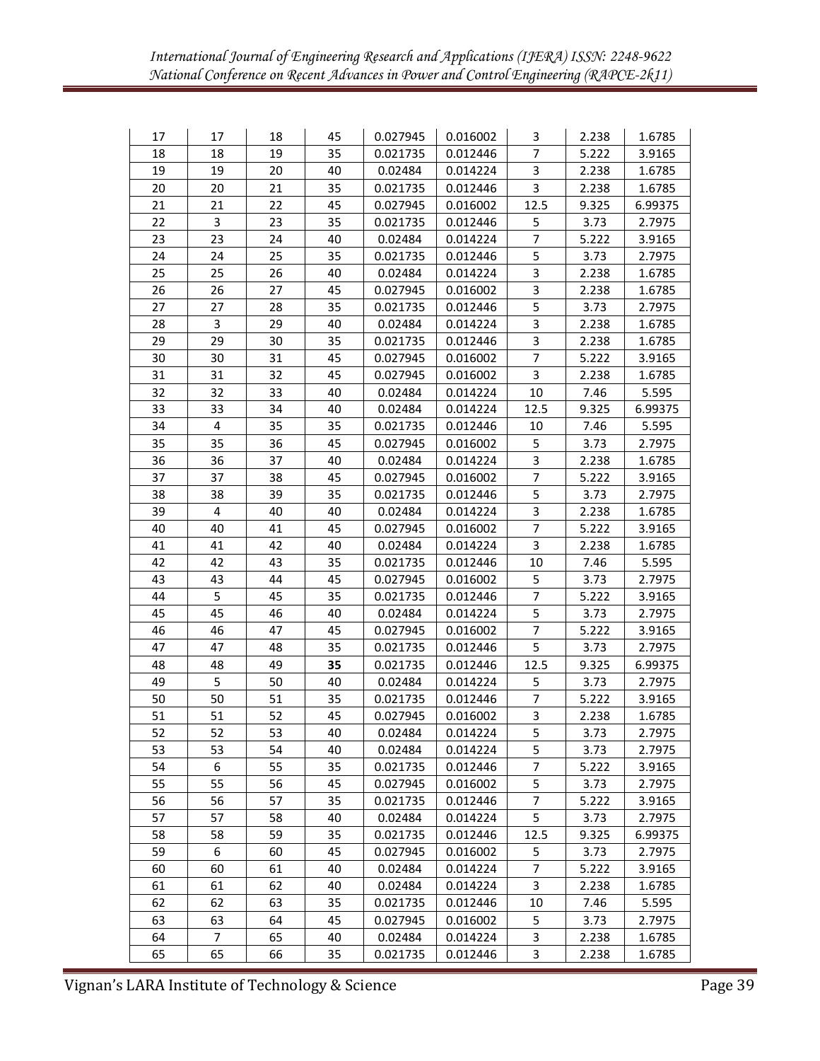| 17 | 17 | 18 | 45 | 0.027945 | 0.016002 | 3 | 2.238 | 1.6785 |
|---|---|---|---|---|---|---|---|---|
| 18 | 18 | 19 | 35 | 0.021735 | 0.012446 | 7 | 5.222 | 3.9165 |
| 19 | 19 | 20 | 40 | 0.02484 | 0.014224 | 3 | 2.238 | 1.6785 |
| 20 | 20 | 21 | 35 | 0.021735 | 0.012446 | 3 | 2.238 | 1.6785 |
| 21 | 21 | 22 | 45 | 0.027945 | 0.016002 | 12.5 | 9.325 | 6.99375 |
| 22 | 3 | 23 | 35 | 0.021735 | 0.012446 | 5 | 3.73 | 2.7975 |
| 23 | 23 | 24 | 40 | 0.02484 | 0.014224 | 7 | 5.222 | 3.9165 |
| 24 | 24 | 25 | 35 | 0.021735 | 0.012446 | 5 | 3.73 | 2.7975 |
| 25 | 25 | 26 | 40 | 0.02484 | 0.014224 | 3 | 2.238 | 1.6785 |
| 26 | 26 | 27 | 45 | 0.027945 | 0.016002 | 3 | 2.238 | 1.6785 |
| 27 | 27 | 28 | 35 | 0.021735 | 0.012446 | 5 | 3.73 | 2.7975 |
| 28 | 3 | 29 | 40 | 0.02484 | 0.014224 | 3 | 2.238 | 1.6785 |
| 29 | 29 | 30 | 35 | 0.021735 | 0.012446 | 3 | 2.238 | 1.6785 |
| 30 | 30 | 31 | 45 | 0.027945 | 0.016002 | 7 | 5.222 | 3.9165 |
| 31 | 31 | 32 | 45 | 0.027945 | 0.016002 | 3 | 2.238 | 1.6785 |
| 32 | 32 | 33 | 40 | 0.02484 | 0.014224 | 10 | 7.46 | 5.595 |
| 33 | 33 | 34 | 40 | 0.02484 | 0.014224 | 12.5 | 9.325 | 6.99375 |
| 34 | 4 | 35 | 35 | 0.021735 | 0.012446 | 10 | 7.46 | 5.595 |
| 35 | 35 | 36 | 45 | 0.027945 | 0.016002 | 5 | 3.73 | 2.7975 |
| 36 | 36 | 37 | 40 | 0.02484 | 0.014224 | 3 | 2.238 | 1.6785 |
| 37 | 37 | 38 | 45 | 0.027945 | 0.016002 | 7 | 5.222 | 3.9165 |
| 38 | 38 | 39 | 35 | 0.021735 | 0.012446 | 5 | 3.73 | 2.7975 |
| 39 | 4 | 40 | 40 | 0.02484 | 0.014224 | 3 | 2.238 | 1.6785 |
| 40 | 40 | 41 | 45 | 0.027945 | 0.016002 | 7 | 5.222 | 3.9165 |
| 41 | 41 | 42 | 40 | 0.02484 | 0.014224 | 3 | 2.238 | 1.6785 |
| 42 | 42 | 43 | 35 | 0.021735 | 0.012446 | 10 | 7.46 | 5.595 |
| 43 | 43 | 44 | 45 | 0.027945 | 0.016002 | 5 | 3.73 | 2.7975 |
| 44 | 5 | 45 | 35 | 0.021735 | 0.012446 | 7 | 5.222 | 3.9165 |
| 45 | 45 | 46 | 40 | 0.02484 | 0.014224 | 5 | 3.73 | 2.7975 |
| 46 | 46 | 47 | 45 | 0.027945 | 0.016002 | 7 | 5.222 | 3.9165 |
| 47 | 47 | 48 | 35 | 0.021735 | 0.012446 | 5 | 3.73 | 2.7975 |
| 48 | 48 | 49 | **35** | 0.021735 | 0.012446 | 12.5 | 9.325 | 6.99375 |
| 49 | 5 | 50 | 40 | 0.02484 | 0.014224 | 5 | 3.73 | 2.7975 |
| 50 | 50 | 51 | 35 | 0.021735 | 0.012446 | 7 | 5.222 | 3.9165 |
| 51 | 51 | 52 | 45 | 0.027945 | 0.016002 | 3 | 2.238 | 1.6785 |
| 52 | 52 | 53 | 40 | 0.02484 | 0.014224 | 5 | 3.73 | 2.7975 |
| 53 | 53 | 54 | 40 | 0.02484 | 0.014224 | 5 | 3.73 | 2.7975 |
| 54 | 6 | 55 | 35 | 0.021735 | 0.012446 | 7 | 5.222 | 3.9165 |
| 55 | 55 | 56 | 45 | 0.027945 | 0.016002 | 5 | 3.73 | 2.7975 |
| 56 | 56 | 57 | 35 | 0.021735 | 0.012446 | 7 | 5.222 | 3.9165 |
| 57 | 57 | 58 | 40 | 0.02484 | 0.014224 | 5 | 3.73 | 2.7975 |
| 58 | 58 | 59 | 35 | 0.021735 | 0.012446 | 12.5 | 9.325 | 6.99375 |
| 59 | 6 | 60 | 45 | 0.027945 | 0.016002 | 5 | 3.73 | 2.7975 |
| 60 | 60 | 61 | 40 | 0.02484 | 0.014224 | 7 | 5.222 | 3.9165 |
| 61 | 61 | 62 | 40 | 0.02484 | 0.014224 | 3 | 2.238 | 1.6785 |
| 62 | 62 | 63 | 35 | 0.021735 | 0.012446 | 10 | 7.46 | 5.595 |
| 63 | 63 | 64 | 45 | 0.027945 | 0.016002 | 5 | 3.73 | 2.7975 |
| 64 | 7 | 65 | 40 | 0.02484 | 0.014224 | 3 | 2.238 | 1.6785 |
| 65 | 65 | 66 | 35 | 0.021735 | 0.012446 | 3 | 2.238 | 1.6785 |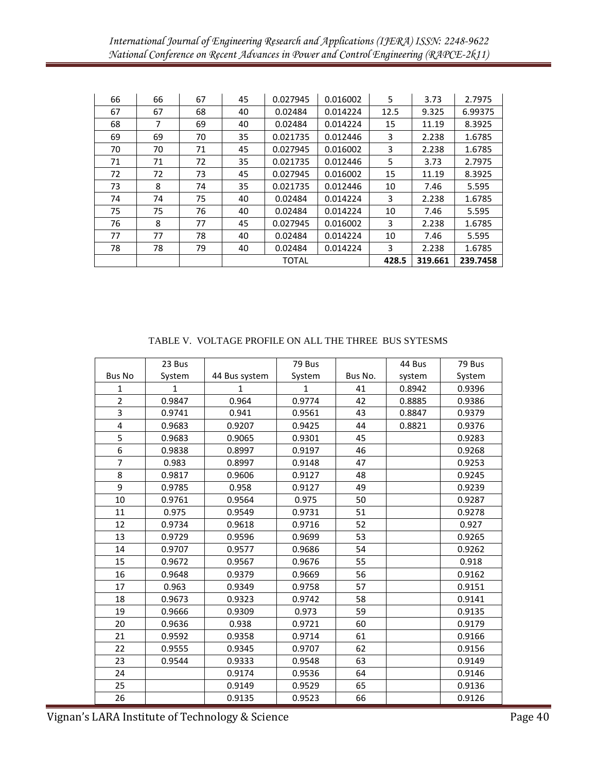| | | | | | | | | |
|---|---|---|---|---|---|---|---|---|
| 66 | 66 | 67 | 45 | 0.027945 | 0.016002 | 5 | 3.73 | 2.7975 |
| 67 | 67 | 68 | 40 | 0.02484 | 0.014224 | 12.5 | 9.325 | 6.99375 |
| 68 | 7 | 69 | 40 | 0.02484 | 0.014224 | 15 | 11.19 | 8.3925 |
| 69 | 69 | 70 | 35 | 0.021735 | 0.012446 | 3 | 2.238 | 1.6785 |
| 70 | 70 | 71 | 45 | 0.027945 | 0.016002 | 3 | 2.238 | 1.6785 |
| 71 | 71 | 72 | 35 | 0.021735 | 0.012446 | 5 | 3.73 | 2.7975 |
| 72 | 72 | 73 | 45 | 0.027945 | 0.016002 | 15 | 11.19 | 8.3925 |
| 73 | 8 | 74 | 35 | 0.021735 | 0.012446 | 10 | 7.46 | 5.595 |
| 74 | 74 | 75 | 40 | 0.02484 | 0.014224 | 3 | 2.238 | 1.6785 |
| 75 | 75 | 76 | 40 | 0.02484 | 0.014224 | 10 | 7.46 | 5.595 |
| 76 | 8 | 77 | 45 | 0.027945 | 0.016002 | 3 | 2.238 | 1.6785 |
| 77 | 77 | 78 | 40 | 0.02484 | 0.014224 | 10 | 7.46 | 5.595 |
| 78 | 78 | 79 | 40 | 0.02484 | 0.014224 | 3 | 2.238 | 1.6785 |
| | | | TOTAL | | | **428.5** | **319.661** | **239.7458** |

TABLE V. VOLTAGE PROFILE ON ALL THE THREE BUS SYTESMS

| Bus No | 23 Bus System | 44 Bus system | 79 Bus System | Bus No. | 44 Bus system | 79 Bus System |
|---|---|---|---|---|---|---|
| 1 | 1 | 1 | 1 | 41 | 0.8942 | 0.9396 |
| 2 | 0.9847 | 0.964 | 0.9774 | 42 | 0.8885 | 0.9386 |
| 3 | 0.9741 | 0.941 | 0.9561 | 43 | 0.8847 | 0.9379 |
| 4 | 0.9683 | 0.9207 | 0.9425 | 44 | 0.8821 | 0.9376 |
| 5 | 0.9683 | 0.9065 | 0.9301 | 45 | | 0.9283 |
| 6 | 0.9838 | 0.8997 | 0.9197 | 46 | | 0.9268 |
| 7 | 0.983 | 0.8997 | 0.9148 | 47 | | 0.9253 |
| 8 | 0.9817 | 0.9606 | 0.9127 | 48 | | 0.9245 |
| 9 | 0.9785 | 0.958 | 0.9127 | 49 | | 0.9239 |
| 10 | 0.9761 | 0.9564 | 0.975 | 50 | | 0.9287 |
| 11 | 0.975 | 0.9549 | 0.9731 | 51 | | 0.9278 |
| 12 | 0.9734 | 0.9618 | 0.9716 | 52 | | 0.927 |
| 13 | 0.9729 | 0.9596 | 0.9699 | 53 | | 0.9265 |
| 14 | 0.9707 | 0.9577 | 0.9686 | 54 | | 0.9262 |
| 15 | 0.9672 | 0.9567 | 0.9676 | 55 | | 0.918 |
| 16 | 0.9648 | 0.9379 | 0.9669 | 56 | | 0.9162 |
| 17 | 0.963 | 0.9349 | 0.9758 | 57 | | 0.9151 |
| 18 | 0.9673 | 0.9323 | 0.9742 | 58 | | 0.9141 |
| 19 | 0.9666 | 0.9309 | 0.973 | 59 | | 0.9135 |
| 20 | 0.9636 | 0.938 | 0.9721 | 60 | | 0.9179 |
| 21 | 0.9592 | 0.9358 | 0.9714 | 61 | | 0.9166 |
| 22 | 0.9555 | 0.9345 | 0.9707 | 62 | | 0.9156 |
| 23 | 0.9544 | 0.9333 | 0.9548 | 63 | | 0.9149 |
| 24 | | 0.9174 | 0.9536 | 64 | | 0.9146 |
| 25 | | 0.9149 | 0.9529 | 65 | | 0.9136 |
| 26 | | 0.9135 | 0.9523 | 66 | | 0.9126 |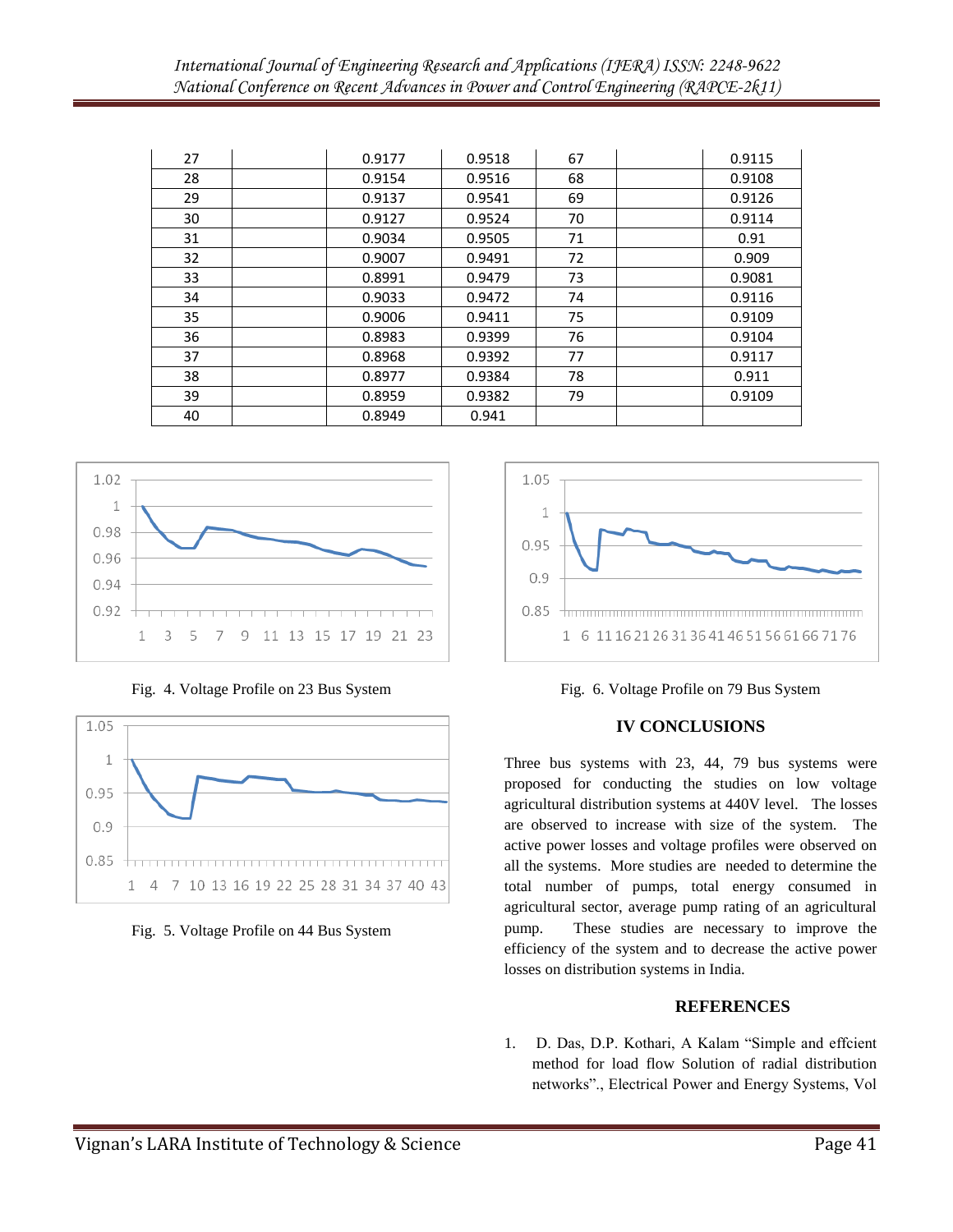| 27 | | 0.9177 | 0.9518 | 67 | | 0.9115 |
|---|---|---|---|---|---|---|
| 28 | | 0.9154 | 0.9516 | 68 | | 0.9108 |
| 29 | | 0.9137 | 0.9541 | 69 | | 0.9126 |
| 30 | | 0.9127 | 0.9524 | 70 | | 0.9114 |
| 31 | | 0.9034 | 0.9505 | 71 | | 0.91 |
| 32 | | 0.9007 | 0.9491 | 72 | | 0.909 |
| 33 | | 0.8991 | 0.9479 | 73 | | 0.9081 |
| 34 | | 0.9033 | 0.9472 | 74 | | 0.9116 |
| 35 | | 0.9006 | 0.9411 | 75 | | 0.9109 |
| 36 | | 0.8983 | 0.9399 | 76 | | 0.9104 |
| 37 | | 0.8968 | 0.9392 | 77 | | 0.9117 |
| 38 | | 0.8977 | 0.9384 | 78 | | 0.911 |
| 39 | | 0.8959 | 0.9382 | 79 | | 0.9109 |
| 40 | | 0.8949 | 0.941 | | | |

Fig. 4. Voltage Profile on 23 Bus System

Fig. 5. Voltage Profile on 44 Bus System

Fig. 6. Voltage Profile on 79 Bus System

## IV CONCLUSIONS

Three bus systems with 23, 44, 79 bus systems were proposed for conducting the studies on low voltage agricultural distribution systems at 440V level. The losses are observed to increase with size of the system. The active power losses and voltage profiles were observed on all the systems. More studies are needed to determine the total number of pumps, total energy consumed in agricultural sector, average pump rating of an agricultural pump. These studies are necessary to improve the efficiency of the system and to decrease the active power losses on distribution systems in India.

## REFERENCES

1. D. Das, D.P. Kothari, A Kalam "Simple and effcient method for load flow Solution of radial distribution networks"., Electrical Power and Energy Systems, Vol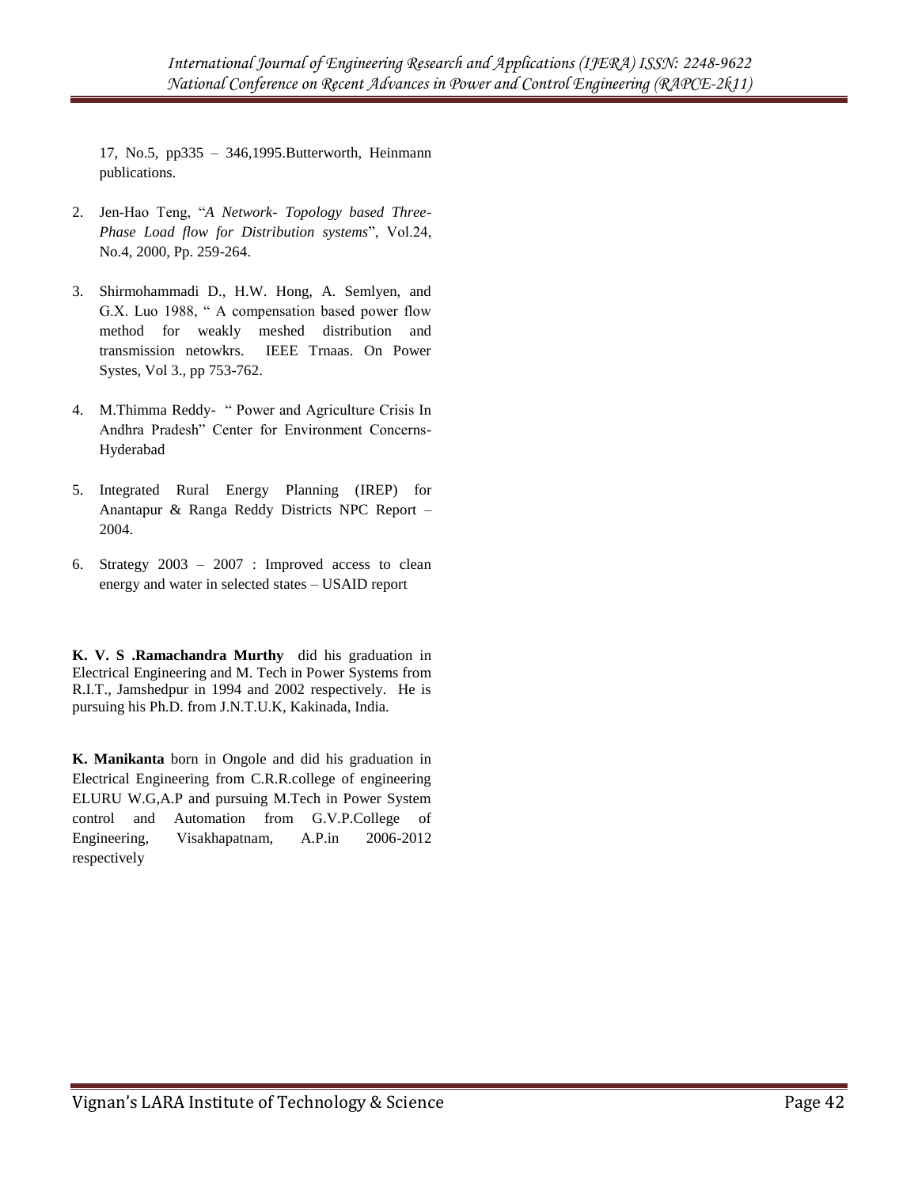17, No.5, pp335 – 346,1995.Butterworth, Heinmann publications.

2. Jen-Hao Teng, "*A Network- Topology based Three-Phase Load flow for Distribution systems*", Vol.24, No.4, 2000, Pp. 259-264.

3. Shirmohammadi D., H.W. Hong, A. Semlyen, and G.X. Luo 1988, " A compensation based power flow method for weakly meshed distribution and transmission netowkrs. IEEE Trnaas. On Power Systes, Vol 3., pp 753-762.

4. M.Thimma Reddy- " Power and Agriculture Crisis In Andhra Pradesh" Center for Environment Concerns-Hyderabad

5. Integrated Rural Energy Planning (IREP) for Anantapur & Ranga Reddy Districts NPC Report – 2004.

6. Strategy 2003 – 2007 : Improved access to clean energy and water in selected states – USAID report

**K. V. S .Ramachandra Murthy** did his graduation in Electrical Engineering and M. Tech in Power Systems from R.I.T., Jamshedpur in 1994 and 2002 respectively. He is pursuing his Ph.D. from J.N.T.U.K, Kakinada, India.

**K. Manikanta** born in Ongole and did his graduation in Electrical Engineering from C.R.R.college of engineering ELURU W.G,A.P and pursuing M.Tech in Power System control and Automation from G.V.P.College of Engineering, Visakhapatnam, A.P.in 2006-2012 respectively